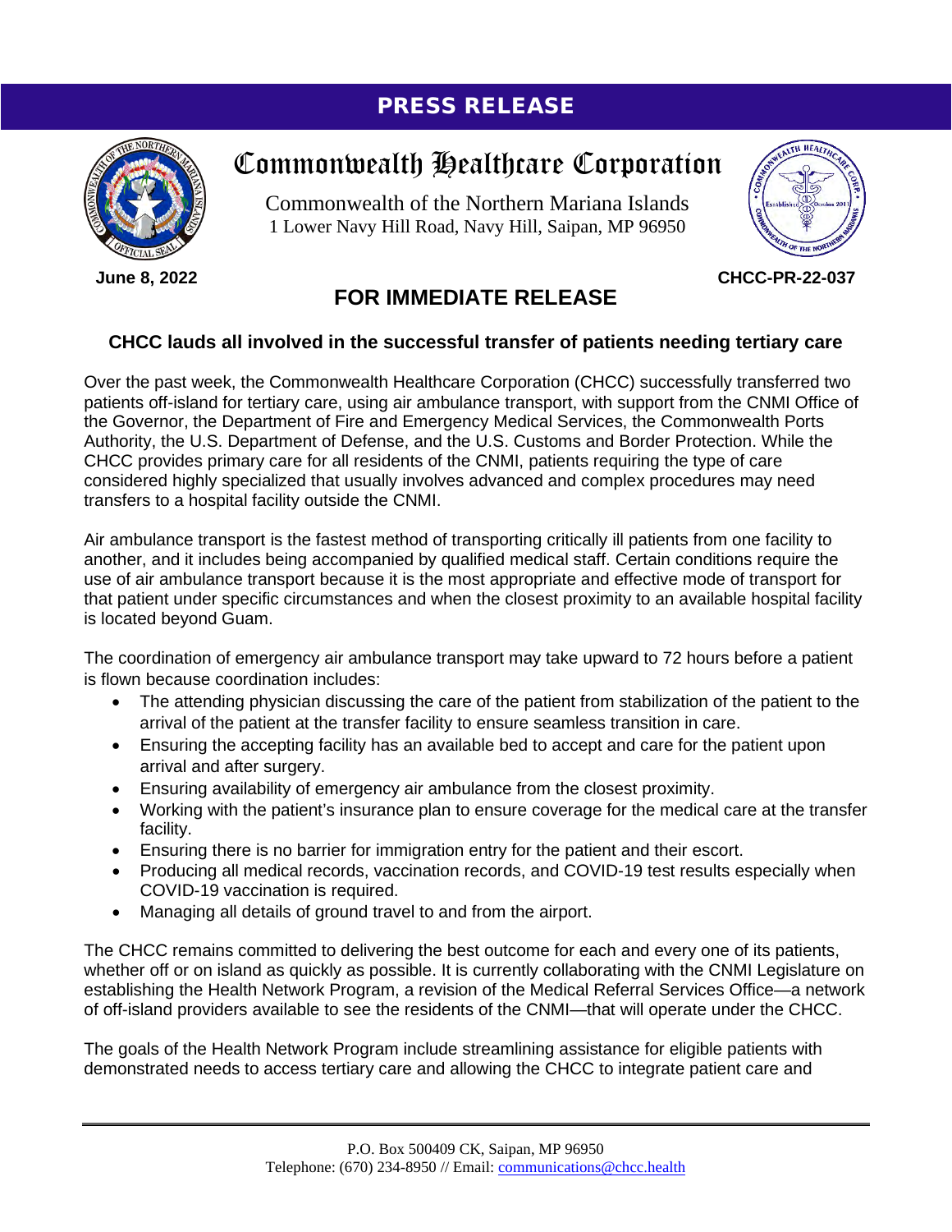# PRESS RELEASE

# Commonwealth Healthcare Corporation

Commonwealth of the Northern Mariana Islands
1 Lower Navy Hill Road, Navy Hill, Saipan, MP 96950

**June 8, 2022** **CHCC-PR-22-037**

## FOR IMMEDIATE RELEASE

### CHCC lauds all involved in the successful transfer of patients needing tertiary care

Over the past week, the Commonwealth Healthcare Corporation (CHCC) successfully transferred two patients off-island for tertiary care, using air ambulance transport, with support from the CNMI Office of the Governor, the Department of Fire and Emergency Medical Services, the Commonwealth Ports Authority, the U.S. Department of Defense, and the U.S. Customs and Border Protection. While the CHCC provides primary care for all residents of the CNMI, patients requiring the type of care considered highly specialized that usually involves advanced and complex procedures may need transfers to a hospital facility outside the CNMI.

Air ambulance transport is the fastest method of transporting critically ill patients from one facility to another, and it includes being accompanied by qualified medical staff. Certain conditions require the use of air ambulance transport because it is the most appropriate and effective mode of transport for that patient under specific circumstances and when the closest proximity to an available hospital facility is located beyond Guam.

The coordination of emergency air ambulance transport may take upward to 72 hours before a patient is flown because coordination includes:

- The attending physician discussing the care of the patient from stabilization of the patient to the arrival of the patient at the transfer facility to ensure seamless transition in care.
- Ensuring the accepting facility has an available bed to accept and care for the patient upon arrival and after surgery.
- Ensuring availability of emergency air ambulance from the closest proximity.
- Working with the patient's insurance plan to ensure coverage for the medical care at the transfer facility.
- Ensuring there is no barrier for immigration entry for the patient and their escort.
- Producing all medical records, vaccination records, and COVID-19 test results especially when COVID-19 vaccination is required.
- Managing all details of ground travel to and from the airport.

The CHCC remains committed to delivering the best outcome for each and every one of its patients, whether off or on island as quickly as possible. It is currently collaborating with the CNMI Legislature on establishing the Health Network Program, a revision of the Medical Referral Services Office—a network of off-island providers available to see the residents of the CNMI—that will operate under the CHCC.

The goals of the Health Network Program include streamlining assistance for eligible patients with demonstrated needs to access tertiary care and allowing the CHCC to integrate patient care and

P.O. Box 500409 CK, Saipan, MP 96950
Telephone: (670) 234-8950 // Email: communications@chcc.health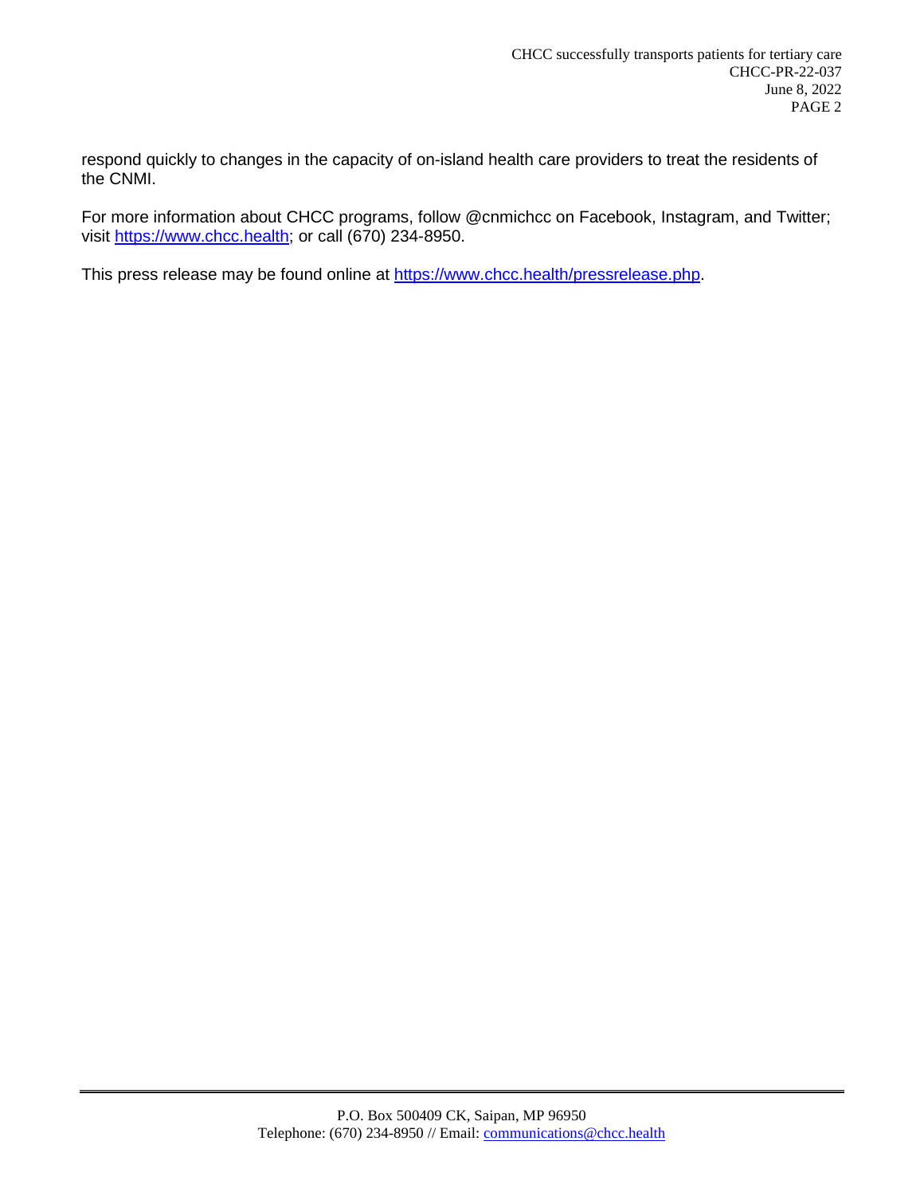respond quickly to changes in the capacity of on-island health care providers to treat the residents of the CNMI.

For more information about CHCC programs, follow @cnmichcc on Facebook, Instagram, and Twitter; visit https://www.chcc.health; or call (670) 234-8950.

This press release may be found online at https://www.chcc.health/pressrelease.php.

P.O. Box 500409 CK, Saipan, MP 96950
Telephone: (670) 234-8950 // Email: communications@chcc.health